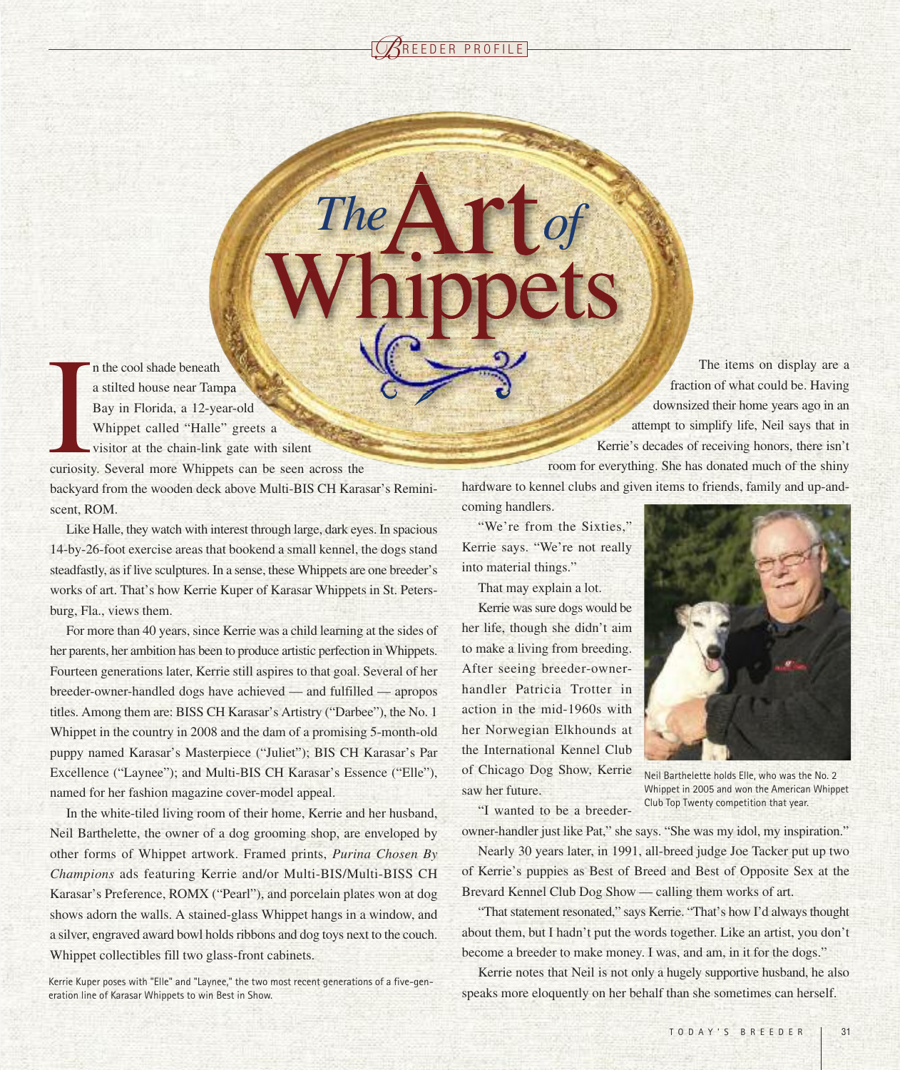# The Art of Whippets

In the cool shade beneath a stilted house near Tampa Bay in Florida, a 12-year-old Whippet called "Halle" greets a visitor at the chain-link gate with silent curiosity. Several more Whippets can be seen across the backyard from the wooden deck above Multi-BIS CH Karasar's Reminiscent, ROM.

Like Halle, they watch with interest through large, dark eyes. In spacious 14-by-26-foot exercise areas that bookend a small kennel, the dogs stand steadfastly, as if live sculptures. In a sense, these Whippets are one breeder's works of art. That's how Kerrie Kuper of Karasar Whippets in St. Petersburg, Fla., views them.

For more than 40 years, since Kerrie was a child learning at the sides of her parents, her ambition has been to produce artistic perfection in Whippets. Fourteen generations later, Kerrie still aspires to that goal. Several of her breeder-owner-handled dogs have achieved — and fulfilled — apropos titles. Among them are: BISS CH Karasar's Artistry ("Darbee"), the No. 1 Whippet in the country in 2008 and the dam of a promising 5-month-old puppy named Karasar's Masterpiece ("Juliet"); BIS CH Karasar's Par Excellence ("Laynee"); and Multi-BIS CH Karasar's Essence ("Elle"), named for her fashion magazine cover-model appeal.

In the white-tiled living room of their home, Kerrie and her husband, Neil Barthelette, the owner of a dog grooming shop, are enveloped by other forms of Whippet artwork. Framed prints, *Purina Chosen By Champions* ads featuring Kerrie and/or Multi-BIS/Multi-BISS CH Karasar's Preference, ROMX ("Pearl"), and porcelain plates won at dog shows adorn the walls. A stained-glass Whippet hangs in a window, and a silver, engraved award bowl holds ribbons and dog toys next to the couch. Whippet collectibles fill two glass-front cabinets.

Kerrie Kuper poses with "Elle" and "Laynee," the two most recent generations of a five-generation line of Karasar Whippets to win Best in Show.

The items on display are a fraction of what could be. Having downsized their home years ago in an attempt to simplify life, Neil says that in Kerrie's decades of receiving honors, there isn't room for everything. She has donated much of the shiny hardware to kennel clubs and given items to friends, family and up-and-coming handlers.

"We're from the Sixties," Kerrie says. "We're not really into material things."

That may explain a lot.

Kerrie was sure dogs would be her life, though she didn't aim to make a living from breeding. After seeing breeder-owner-handler Patricia Trotter in action in the mid-1960s with her Norwegian Elkhounds at the International Kennel Club of Chicago Dog Show, Kerrie saw her future.

Neil Barthelette holds Elle, who was the No. 2 Whippet in 2005 and won the American Whippet Club Top Twenty competition that year.

"I wanted to be a breeder-owner-handler just like Pat," she says. "She was my idol, my inspiration."

Nearly 30 years later, in 1991, all-breed judge Joe Tacker put up two of Kerrie's puppies as Best of Breed and Best of Opposite Sex at the Brevard Kennel Club Dog Show — calling them works of art.

"That statement resonated," says Kerrie. "That's how I'd always thought about them, but I hadn't put the words together. Like an artist, you don't become a breeder to make money. I was, and am, in it for the dogs."

Kerrie notes that Neil is not only a hugely supportive husband, he also speaks more eloquently on her behalf than she sometimes can herself.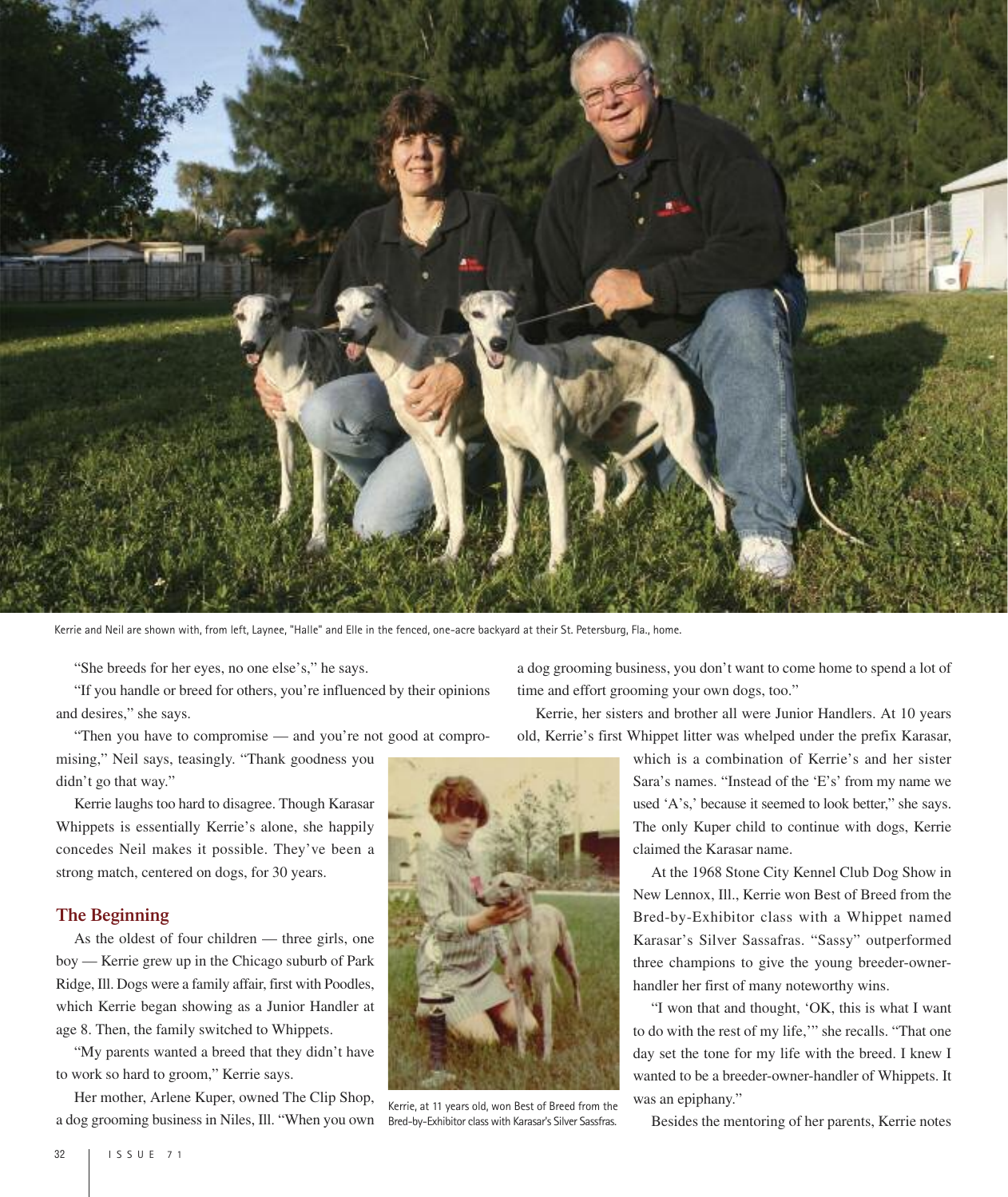Kerrie and Neil are shown with, from left, Laynee, "Halle" and Elle in the fenced, one-acre backyard at their St. Petersburg, Fla., home.

"She breeds for her eyes, no one else's," he says.

"If you handle or breed for others, you're influenced by their opinions and desires," she says.

"Then you have to compromise — and you're not good at compromising," Neil says, teasingly. "Thank goodness you didn't go that way."

Kerrie laughs too hard to disagree. Though Karasar Whippets is essentially Kerrie's alone, she happily concedes Neil makes it possible. They've been a strong match, centered on dogs, for 30 years.

## The Beginning

As the oldest of four children — three girls, one boy — Kerrie grew up in the Chicago suburb of Park Ridge, Ill. Dogs were a family affair, first with Poodles, which Kerrie began showing as a Junior Handler at age 8. Then, the family switched to Whippets.

"My parents wanted a breed that they didn't have to work so hard to groom," Kerrie says.

Her mother, Arlene Kuper, owned The Clip Shop, a dog grooming business in Niles, Ill. "When you own a dog grooming business, you don't want to come home to spend a lot of time and effort grooming your own dogs, too."

Kerrie, at 11 years old, won Best of Breed from the Bred-by-Exhibitor class with Karasar's Silver Sassfras.

Kerrie, her sisters and brother all were Junior Handlers. At 10 years old, Kerrie's first Whippet litter was whelped under the prefix Karasar, which is a combination of Kerrie's and her sister Sara's names. "Instead of the 'E's' from my name we used 'A's,' because it seemed to look better," she says. The only Kuper child to continue with dogs, Kerrie claimed the Karasar name.

At the 1968 Stone City Kennel Club Dog Show in New Lennox, Ill., Kerrie won Best of Breed from the Bred-by-Exhibitor class with a Whippet named Karasar's Silver Sassafras. "Sassy" outperformed three champions to give the young breeder-owner-handler her first of many noteworthy wins.

"I won that and thought, 'OK, this is what I want to do with the rest of my life,'" she recalls. "That one day set the tone for my life with the breed. I knew I wanted to be a breeder-owner-handler of Whippets. It was an epiphany."

Besides the mentoring of her parents, Kerrie notes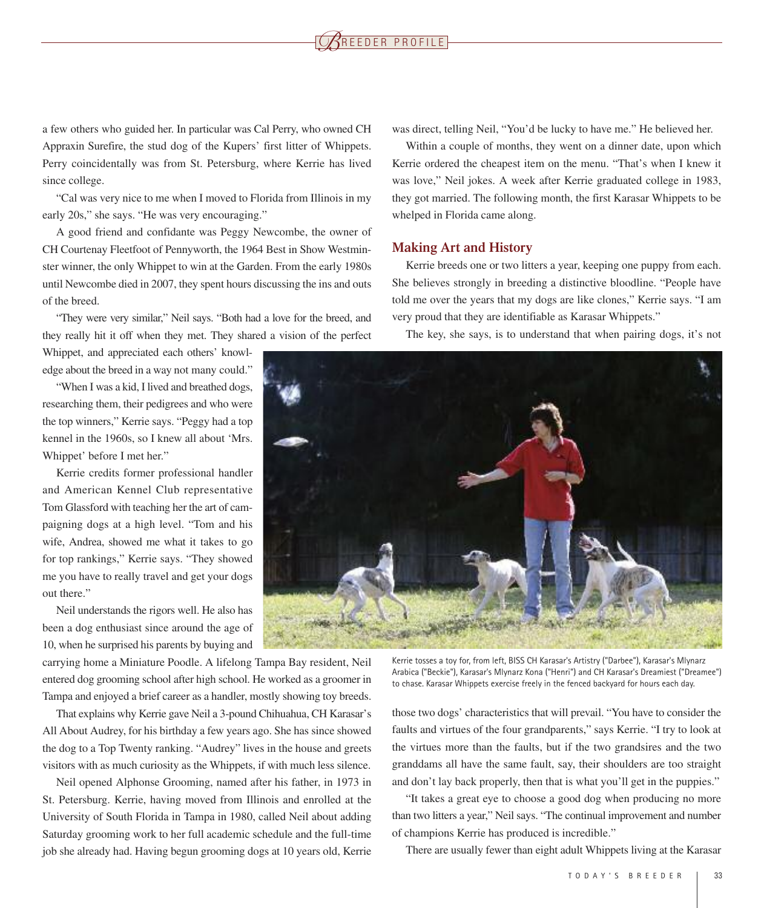a few others who guided her. In particular was Cal Perry, who owned CH Appraxin Surefire, the stud dog of the Kupers' first litter of Whippets. Perry coincidentally was from St. Petersburg, where Kerrie has lived since college.

"Cal was very nice to me when I moved to Florida from Illinois in my early 20s," she says. "He was very encouraging."

A good friend and confidante was Peggy Newcombe, the owner of CH Courtenay Fleetfoot of Pennyworth, the 1964 Best in Show Westminster winner, the only Whippet to win at the Garden. From the early 1980s until Newcombe died in 2007, they spent hours discussing the ins and outs of the breed.

"They were very similar," Neil says. "Both had a love for the breed, and they really hit it off when they met. They shared a vision of the perfect Whippet, and appreciated each others' knowledge about the breed in a way not many could."

"When I was a kid, I lived and breathed dogs, researching them, their pedigrees and who were the top winners," Kerrie says. "Peggy had a top kennel in the 1960s, so I knew all about 'Mrs. Whippet' before I met her."

Kerrie credits former professional handler and American Kennel Club representative Tom Glassford with teaching her the art of campaigning dogs at a high level. "Tom and his wife, Andrea, showed me what it takes to go for top rankings," Kerrie says. "They showed me you have to really travel and get your dogs out there."

Neil understands the rigors well. He also has been a dog enthusiast since around the age of 10, when he surprised his parents by buying and carrying home a Miniature Poodle. A lifelong Tampa Bay resident, Neil entered dog grooming school after high school. He worked as a groomer in Tampa and enjoyed a brief career as a handler, mostly showing toy breeds.

That explains why Kerrie gave Neil a 3-pound Chihuahua, CH Karasar's All About Audrey, for his birthday a few years ago. She has since showed the dog to a Top Twenty ranking. "Audrey" lives in the house and greets visitors with as much curiosity as the Whippets, if with much less silence.

Neil opened Alphonse Grooming, named after his father, in 1973 in St. Petersburg. Kerrie, having moved from Illinois and enrolled at the University of South Florida in Tampa in 1980, called Neil about adding Saturday grooming work to her full academic schedule and the full-time job she already had. Having begun grooming dogs at 10 years old, Kerrie was direct, telling Neil, "You'd be lucky to have me." He believed her.

Within a couple of months, they went on a dinner date, upon which Kerrie ordered the cheapest item on the menu. "That's when I knew it was love," Neil jokes. A week after Kerrie graduated college in 1983, they got married. The following month, the first Karasar Whippets to be whelped in Florida came along.

## Making Art and History

Kerrie breeds one or two litters a year, keeping one puppy from each. She believes strongly in breeding a distinctive bloodline. "People have told me over the years that my dogs are like clones," Kerrie says. "I am very proud that they are identifiable as Karasar Whippets."

The key, she says, is to understand that when pairing dogs, it's not those two dogs' characteristics that will prevail. "You have to consider the faults and virtues of the four grandparents," says Kerrie. "I try to look at the virtues more than the faults, but if the two grandsires and the two granddams all have the same fault, say, their shoulders are too straight and don't lay back properly, then that is what you'll get in the puppies."

Kerrie tosses a toy for, from left, BISS CH Karasar's Artistry ("Darbee"), Karasar's Mlynarz Arabica ("Beckie"), Karasar's Mlynarz Kona ("Henri") and CH Karasar's Dreamiest ("Dreamee") to chase. Karasar Whippets exercise freely in the fenced backyard for hours each day.

"It takes a great eye to choose a good dog when producing no more than two litters a year," Neil says. "The continual improvement and number of champions Kerrie has produced is incredible."

There are usually fewer than eight adult Whippets living at the Karasar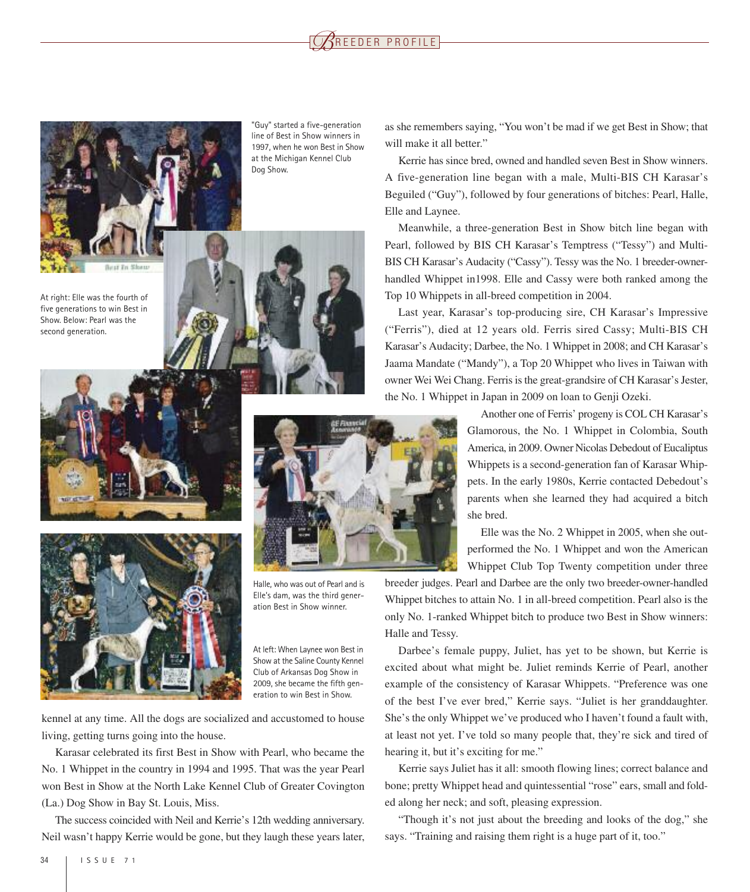"Guy" started a five-generation line of Best in Show winners in 1997, when he won Best in Show at the Michigan Kennel Club Dog Show.

At right: Elle was the fourth of five generations to win Best in Show. Below: Pearl was the second generation.

Halle, who was out of Pearl and is Elle's dam, was the third generation Best in Show winner.

At left: When Laynee won Best in Show at the Saline County Kennel Club of Arkansas Dog Show in 2009, she became the fifth generation to win Best in Show.

kennel at any time. All the dogs are socialized and accustomed to house living, getting turns going into the house.

Karasar celebrated its first Best in Show with Pearl, who became the No. 1 Whippet in the country in 1994 and 1995. That was the year Pearl won Best in Show at the North Lake Kennel Club of Greater Covington (La.) Dog Show in Bay St. Louis, Miss.

The success coincided with Neil and Kerrie's 12th wedding anniversary. Neil wasn't happy Kerrie would be gone, but they laugh these years later, as she remembers saying, "You won't be mad if we get Best in Show; that will make it all better."

Kerrie has since bred, owned and handled seven Best in Show winners. A five-generation line began with a male, Multi-BIS CH Karasar's Beguiled ("Guy"), followed by four generations of bitches: Pearl, Halle, Elle and Laynee.

Meanwhile, a three-generation Best in Show bitch line began with Pearl, followed by BIS CH Karasar's Temptress ("Tessy") and Multi-BIS CH Karasar's Audacity ("Cassy"). Tessy was the No. 1 breeder-owner-handled Whippet in1998. Elle and Cassy were both ranked among the Top 10 Whippets in all-breed competition in 2004.

Last year, Karasar's top-producing sire, CH Karasar's Impressive ("Ferris"), died at 12 years old. Ferris sired Cassy; Multi-BIS CH Karasar's Audacity; Darbee, the No. 1 Whippet in 2008; and CH Karasar's Jaama Mandate ("Mandy"), a Top 20 Whippet who lives in Taiwan with owner Wei Wei Chang. Ferris is the great-grandsire of CH Karasar's Jester, the No. 1 Whippet in Japan in 2009 on loan to Genji Ozeki.

Another one of Ferris' progeny is COL CH Karasar's Glamorous, the No. 1 Whippet in Colombia, South America, in 2009. Owner Nicolas Debedout of Eucaliptus Whippets is a second-generation fan of Karasar Whippets. In the early 1980s, Kerrie contacted Debedout's parents when she learned they had acquired a bitch she bred.

Elle was the No. 2 Whippet in 2005, when she outperformed the No. 1 Whippet and won the American Whippet Club Top Twenty competition under three breeder judges. Pearl and Darbee are the only two breeder-owner-handled Whippet bitches to attain No. 1 in all-breed competition. Pearl also is the only No. 1-ranked Whippet bitch to produce two Best in Show winners: Halle and Tessy.

Darbee's female puppy, Juliet, has yet to be shown, but Kerrie is excited about what might be. Juliet reminds Kerrie of Pearl, another example of the consistency of Karasar Whippets. "Preference was one of the best I've ever bred," Kerrie says. "Juliet is her granddaughter. She's the only Whippet we've produced who I haven't found a fault with, at least not yet. I've told so many people that, they're sick and tired of hearing it, but it's exciting for me."

Kerrie says Juliet has it all: smooth flowing lines; correct balance and bone; pretty Whippet head and quintessential "rose" ears, small and folded along her neck; and soft, pleasing expression.

"Though it's not just about the breeding and looks of the dog," she says. "Training and raising them right is a huge part of it, too."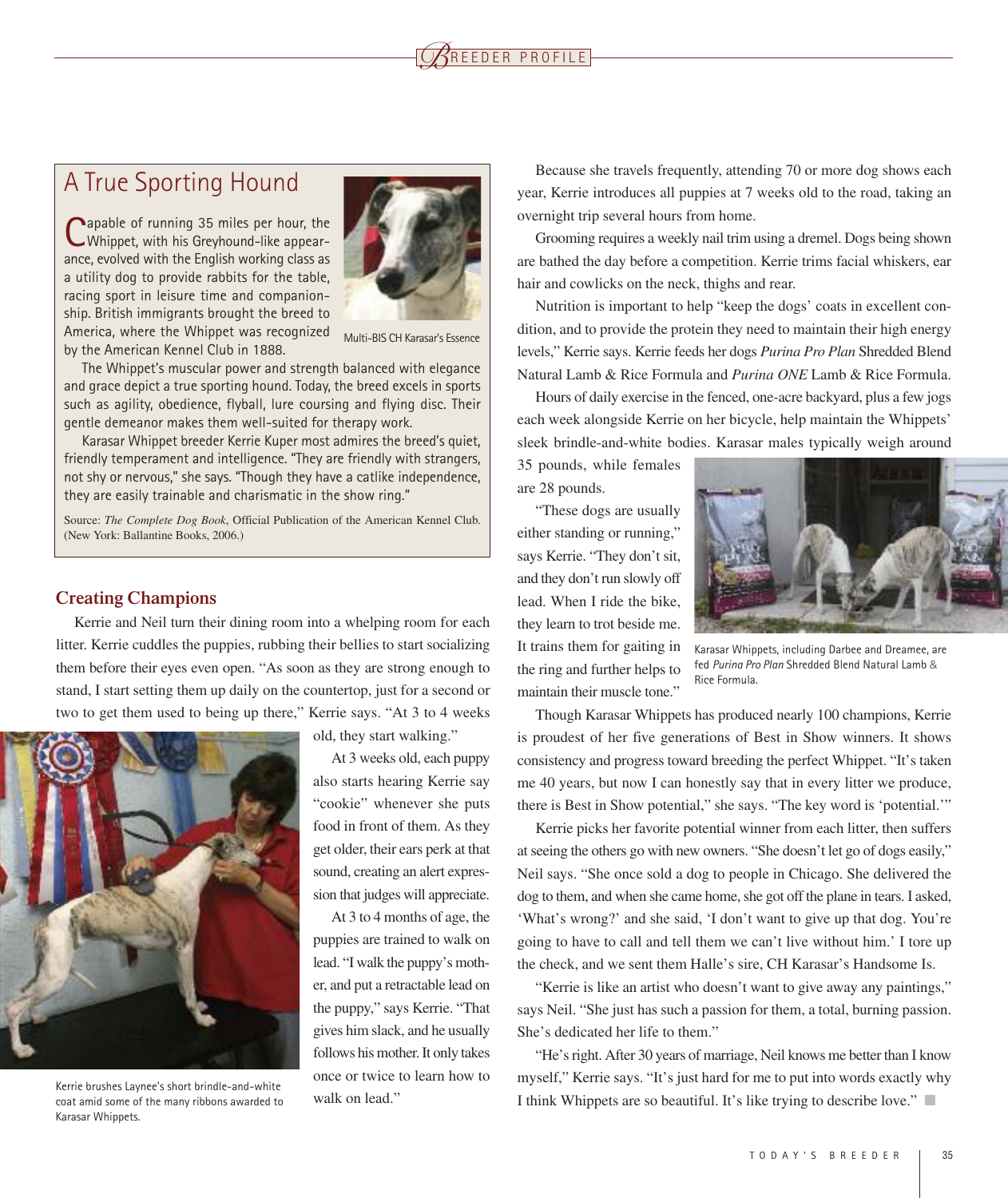## A True Sporting Hound

Capable of running 35 miles per hour, the Whippet, with his Greyhound-like appearance, evolved with the English working class as a utility dog to provide rabbits for the table, racing sport in leisure time and companionship. British immigrants brought the breed to America, where the Whippet was recognized by the American Kennel Club in 1888.

Multi-BIS CH Karasar's Essence

The Whippet's muscular power and strength balanced with elegance and grace depict a true sporting hound. Today, the breed excels in sports such as agility, obedience, flyball, lure coursing and flying disc. Their gentle demeanor makes them well-suited for therapy work.

Karasar Whippet breeder Kerrie Kuper most admires the breed's quiet, friendly temperament and intelligence. "They are friendly with strangers, not shy or nervous," she says. "Though they have a catlike independence, they are easily trainable and charismatic in the show ring."

Source: *The Complete Dog Book*, Official Publication of the American Kennel Club. (New York: Ballantine Books, 2006.)

### Creating Champions

Kerrie and Neil turn their dining room into a whelping room for each litter. Kerrie cuddles the puppies, rubbing their bellies to start socializing them before their eyes even open. "As soon as they are strong enough to stand, I start setting them up daily on the countertop, just for a second or two to get them used to being up there," Kerrie says. "At 3 to 4 weeks old, they start walking."

At 3 weeks old, each puppy also starts hearing Kerrie say "cookie" whenever she puts food in front of them. As they get older, their ears perk at that sound, creating an alert expression that judges will appreciate.

At 3 to 4 months of age, the puppies are trained to walk on lead. "I walk the puppy's mother, and put a retractable lead on the puppy," says Kerrie. "That gives him slack, and he usually follows his mother. It only takes once or twice to learn how to walk on lead."

Kerrie brushes Laynee's short brindle-and-white coat amid some of the many ribbons awarded to Karasar Whippets.

Because she travels frequently, attending 70 or more dog shows each year, Kerrie introduces all puppies at 7 weeks old to the road, taking an overnight trip several hours from home.

Grooming requires a weekly nail trim using a dremel. Dogs being shown are bathed the day before a competition. Kerrie trims facial whiskers, ear hair and cowlicks on the neck, thighs and rear.

Nutrition is important to help "keep the dogs' coats in excellent condition, and to provide the protein they need to maintain their high energy levels," Kerrie says. Kerrie feeds her dogs *Purina Pro Plan* Shredded Blend Natural Lamb & Rice Formula and *Purina ONE* Lamb & Rice Formula.

Hours of daily exercise in the fenced, one-acre backyard, plus a few jogs each week alongside Kerrie on her bicycle, help maintain the Whippets' sleek brindle-and-white bodies. Karasar males typically weigh around 35 pounds, while females are 28 pounds.

"These dogs are usually either standing or running," says Kerrie. "They don't sit, and they don't run slowly off lead. When I ride the bike, they learn to trot beside me. It trains them for gaiting in the ring and further helps to maintain their muscle tone."

Karasar Whippets, including Darbee and Dreamee, are fed *Purina Pro Plan* Shredded Blend Natural Lamb & Rice Formula.

Though Karasar Whippets has produced nearly 100 champions, Kerrie is proudest of her five generations of Best in Show winners. It shows consistency and progress toward breeding the perfect Whippet. "It's taken me 40 years, but now I can honestly say that in every litter we produce, there is Best in Show potential," she says. "The key word is 'potential.'"

Kerrie picks her favorite potential winner from each litter, then suffers at seeing the others go with new owners. "She doesn't let go of dogs easily," Neil says. "She once sold a dog to people in Chicago. She delivered the dog to them, and when she came home, she got off the plane in tears. I asked, 'What's wrong?' and she said, 'I don't want to give up that dog. You're going to have to call and tell them we can't live without him.' I tore up the check, and we sent them Halle's sire, CH Karasar's Handsome Is.

"Kerrie is like an artist who doesn't want to give away any paintings," says Neil. "She just has such a passion for them, a total, burning passion. She's dedicated her life to them."

"He's right. After 30 years of marriage, Neil knows me better than I know myself," Kerrie says. "It's just hard for me to put into words exactly why I think Whippets are so beautiful. It's like trying to describe love."